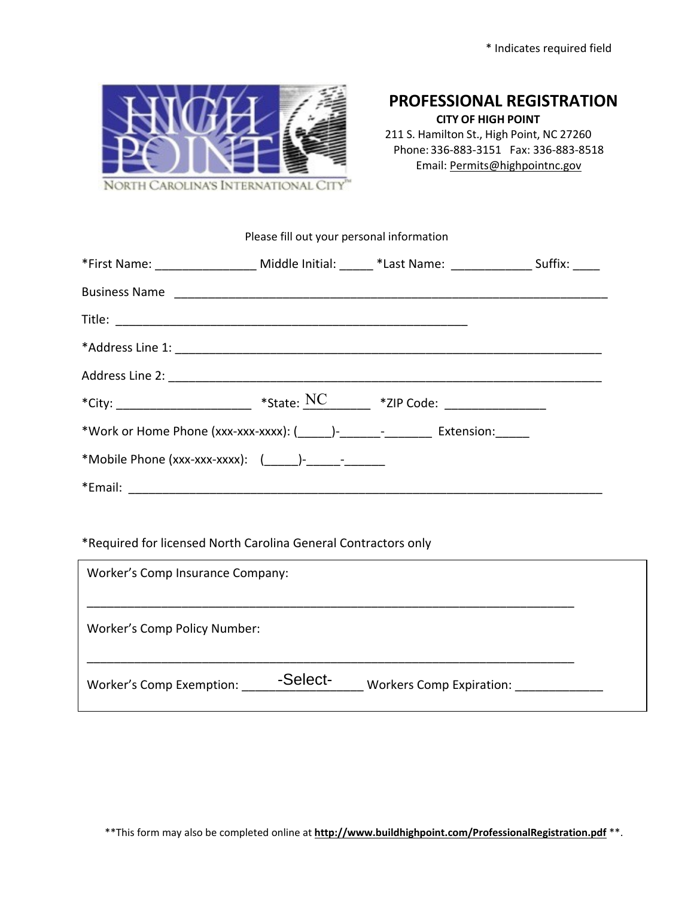\* Indicates required field

# PROFESSIONAL REGISTRATION

**CITY OF HIGH POINT**

211 S. Hamilton St., High Point, NC 27260
Phone: 336-883-3151 Fax: 336-883-8518
Email: Permits@highpointnc.gov

Please fill out your personal information

*First Name: _______________ Middle Initial: _____ *Last Name: ____________ Suffix: ____

Business Name ____________________________________________________________________

Title: ______________________________________________________

*Address Line 1: _________________________________________________________________

Address Line 2: __________________________________________________________________

*City: ____________________ *State: NC *ZIP Code: _______________

*Work or Home Phone (xxx-xxx-xxxx): (_____)-______-_______ Extension:_____

*Mobile Phone (xxx-xxx-xxxx): (_____)-_____-______

*Email: ________________________________________________________________________

*Required for licensed North Carolina General Contractors only

Worker's Comp Insurance Company:

___________________________________________________________________________

Worker's Comp Policy Number:

___________________________________________________________________________

Worker's Comp Exemption: -Select- Workers Comp Expiration: _____________

**This form may also be completed online at **http://www.buildhighpoint.com/ProfessionalRegistration.pdf** **.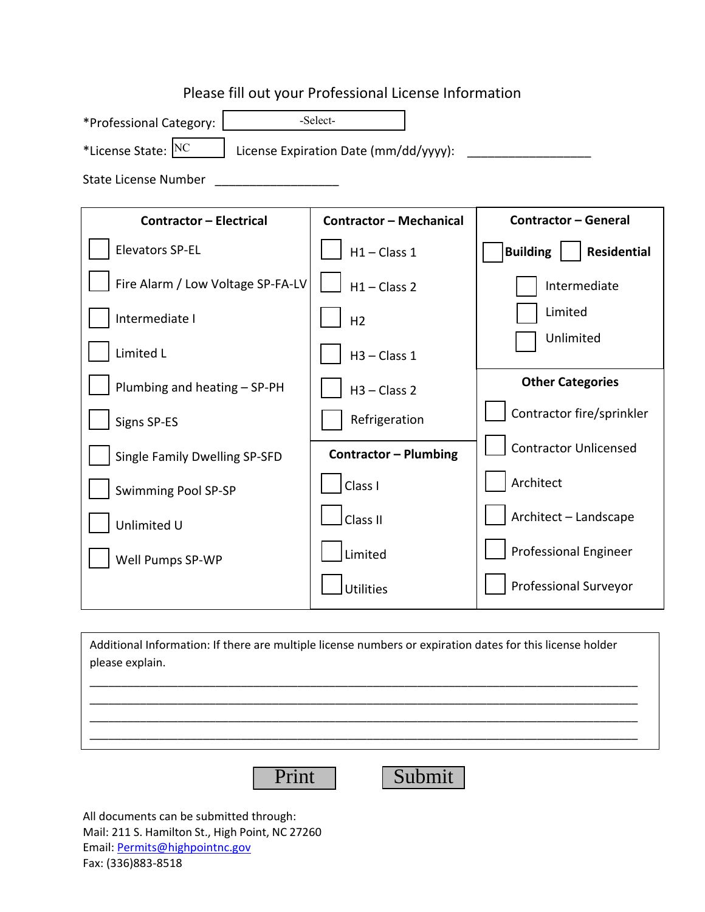Please fill out your Professional License Information

*Professional Category: -Select-

*License State: NC License Expiration Date (mm/dd/yyyy): ________________

State License Number ________________

| Contractor – Electrical | Contractor – Mechanical | Contractor – General |
|---|---|---|
| ☐ Elevators SP-EL | ☐ H1 – Class 1 | ☐ **Building** ☐ **Residential** |
| ☐ Fire Alarm / Low Voltage SP-FA-LV | ☐ H1 – Class 2 | ☐ Intermediate |
| ☐ Intermediate I | ☐ H2 | ☐ Limited |
| ☐ Limited L | ☐ H3 – Class 1 | ☐ Unlimited |
| ☐ Plumbing and heating – SP-PH | ☐ H3 – Class 2 | **Other Categories** |
| ☐ Signs SP-ES | ☐ Refrigeration | ☐ Contractor fire/sprinkler |
| ☐ Single Family Dwelling SP-SFD | **Contractor – Plumbing** | ☐ Contractor Unlicensed |
| ☐ Swimming Pool SP-SP | ☐ Class I | ☐ Architect |
| ☐ Unlimited U | ☐ Class II | ☐ Architect – Landscape |
| ☐ Well Pumps SP-WP | ☐ Limited | ☐ Professional Engineer |
| | ☐ Utilities | ☐ Professional Surveyor |

Additional Information: If there are multiple license numbers or expiration dates for this license holder please explain.

_______________________________________________________________________________

_______________________________________________________________________________

_______________________________________________________________________________

_______________________________________________________________________________

Print Submit

All documents can be submitted through:
Mail: 211 S. Hamilton St., High Point, NC 27260
Email: Permits@highpointnc.gov
Fax: (336)883-8518